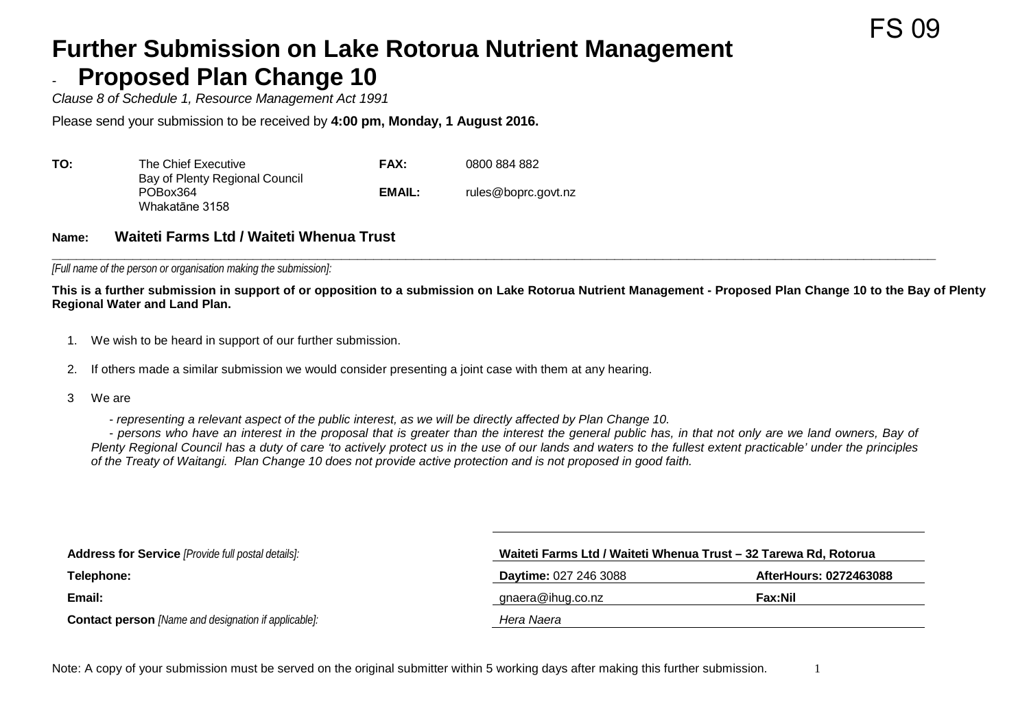FS 09

# Further Submission on Lake Rotorua Nutrient Management - Proposed Plan Change 10

*Clause 8 of Schedule 1, Resource Management Act 1991*

Please send your submission to be received by **4:00 pm, Monday, 1 August 2016.**

| | | | |
|---|---|---|---|
| **TO:** | The Chief Executive<br>Bay of Plenty Regional Council<br>POBox364<br>Whakatāne 3158 | **FAX:**<br><br>**EMAIL:** | 0800 884 882<br><br>rules@boprc.govt.nz |

**Name: Waiteti Farms Ltd / Waiteti Whenua Trust**

*[Full name of the person or organisation making the submission]:*

**This is a further submission in support of or opposition to a submission on Lake Rotorua Nutrient Management - Proposed Plan Change 10 to the Bay of Plenty Regional Water and Land Plan.**

1. We wish to be heard in support of our further submission.

2. If others made a similar submission we would consider presenting a joint case with them at any hearing.

3 We are

*- representing a relevant aspect of the public interest, as we will be directly affected by Plan Change 10.*

*- persons who have an interest in the proposal that is greater than the interest the general public has, in that not only are we land owners, Bay of Plenty Regional Council has a duty of care 'to actively protect us in the use of our lands and waters to the fullest extent practicable' under the principles of the Treaty of Waitangi. Plan Change 10 does not provide active protection and is not proposed in good faith.*

| | | |
|---|---|---|
| **Address for Service** *[Provide full postal details]:* | **Waiteti Farms Ltd / Waiteti Whenua Trust – 32 Tarewa Rd, Rotorua** | |
| **Telephone:** | **Daytime:** 027 246 3088 | **AfterHours: 0272463088** |
| **Email:** | gnaera@ihug.co.nz | **Fax:Nil** |
| **Contact person** *[Name and designation if applicable]:* | *Hera Naera* | |

Note: A copy of your submission must be served on the original submitter within 5 working days after making this further submission.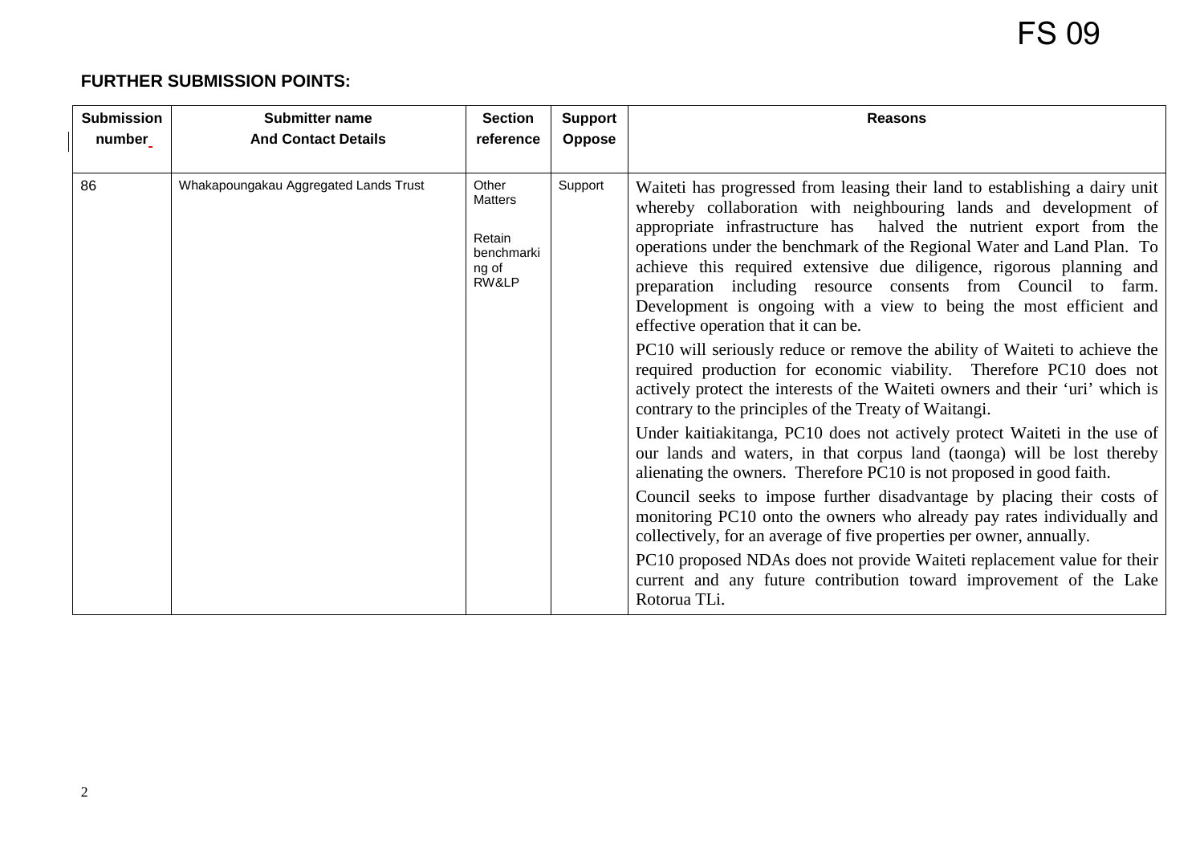FS 09

**FURTHER SUBMISSION POINTS:**

| Submission number | Submitter name And Contact Details | Section reference | Support Oppose | Reasons |
|---|---|---|---|---|
| 86 | Whakapoungakau Aggregated Lands Trust | Other Matters<br><br>Retain benchmarking of RW&LP | Support | Waiteti has progressed from leasing their land to establishing a dairy unit whereby collaboration with neighbouring lands and development of appropriate infrastructure has halved the nutrient export from the operations under the benchmark of the Regional Water and Land Plan. To achieve this required extensive due diligence, rigorous planning and preparation including resource consents from Council to farm. Development is ongoing with a view to being the most efficient and effective operation that it can be.<br><br>PC10 will seriously reduce or remove the ability of Waiteti to achieve the required production for economic viability. Therefore PC10 does not actively protect the interests of the Waiteti owners and their 'uri' which is contrary to the principles of the Treaty of Waitangi.<br><br>Under kaitiakitanga, PC10 does not actively protect Waiteti in the use of our lands and waters, in that corpus land (taonga) will be lost thereby alienating the owners. Therefore PC10 is not proposed in good faith.<br><br>Council seeks to impose further disadvantage by placing their costs of monitoring PC10 onto the owners who already pay rates individually and collectively, for an average of five properties per owner, annually.<br><br>PC10 proposed NDAs does not provide Waiteti replacement value for their current and any future contribution toward improvement of the Lake Rotorua TLi. |